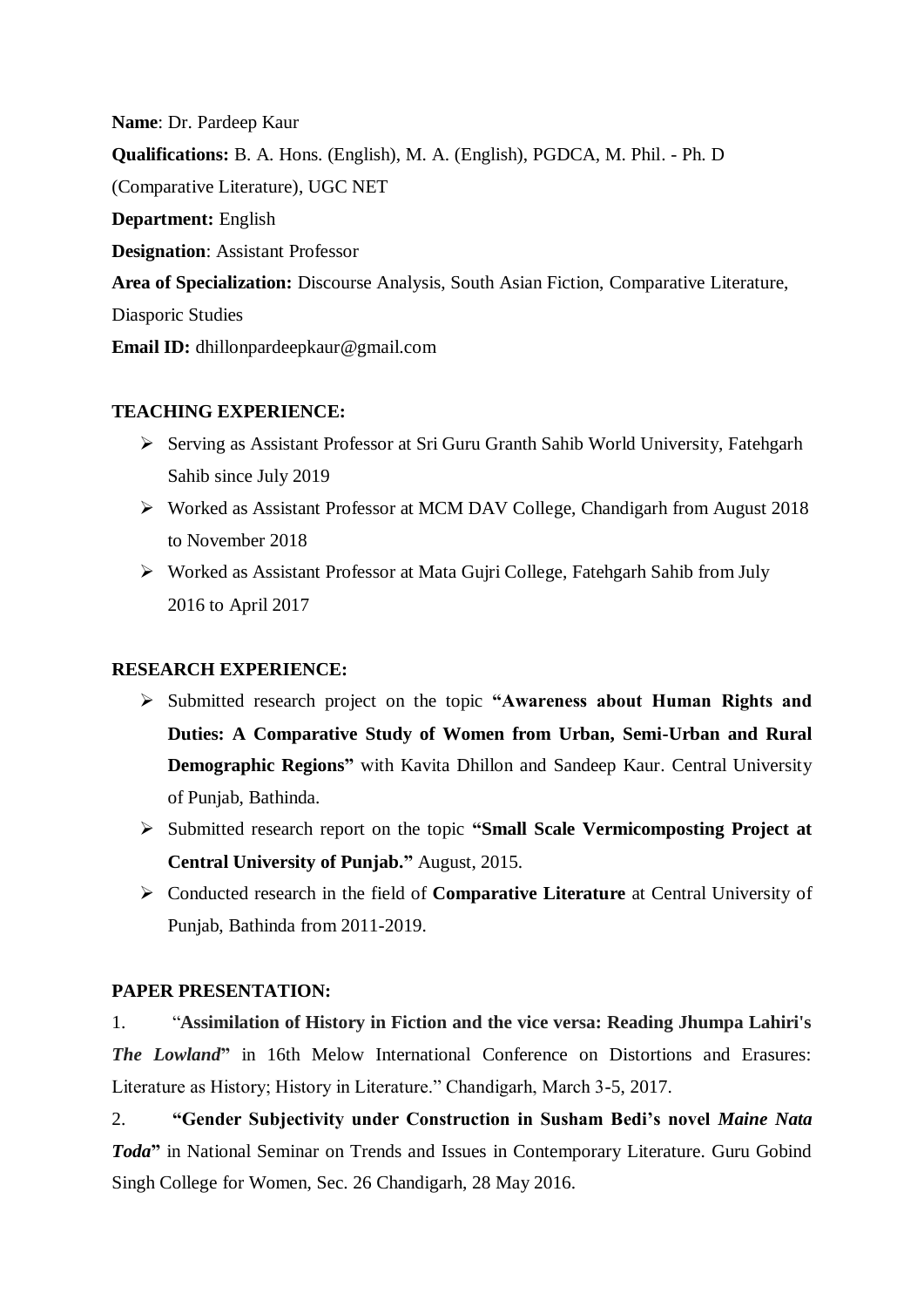**Name**: Dr. Pardeep Kaur

**Qualifications:** B. A. Hons. (English), M. A. (English), PGDCA, M. Phil. - Ph. D (Comparative Literature), UGC NET

**Department:** English

**Designation**: Assistant Professor

**Area of Specialization:** Discourse Analysis, South Asian Fiction, Comparative Literature, Diasporic Studies

**Email ID:** dhillonpardeepkaur@gmail.com

## TEACHING EXPERIENCE:

- Serving as Assistant Professor at Sri Guru Granth Sahib World University, Fatehgarh Sahib since July 2019
- Worked as Assistant Professor at MCM DAV College, Chandigarh from August 2018 to November 2018
- Worked as Assistant Professor at Mata Gujri College, Fatehgarh Sahib from July 2016 to April 2017

## RESEARCH EXPERIENCE:

- Submitted research project on the topic **"Awareness about Human Rights and Duties: A Comparative Study of Women from Urban, Semi-Urban and Rural Demographic Regions"** with Kavita Dhillon and Sandeep Kaur. Central University of Punjab, Bathinda.
- Submitted research report on the topic **"Small Scale Vermicomposting Project at Central University of Punjab."** August, 2015.
- Conducted research in the field of **Comparative Literature** at Central University of Punjab, Bathinda from 2011-2019.

## PAPER PRESENTATION:

1. "**Assimilation of History in Fiction and the vice versa: Reading Jhumpa Lahiri's *The Lowland*"** in 16th Melow International Conference on Distortions and Erasures: Literature as History; History in Literature." Chandigarh, March 3-5, 2017.
2. **"Gender Subjectivity under Construction in Susham Bedi's novel *Maine Nata Toda*"** in National Seminar on Trends and Issues in Contemporary Literature. Guru Gobind Singh College for Women, Sec. 26 Chandigarh, 28 May 2016.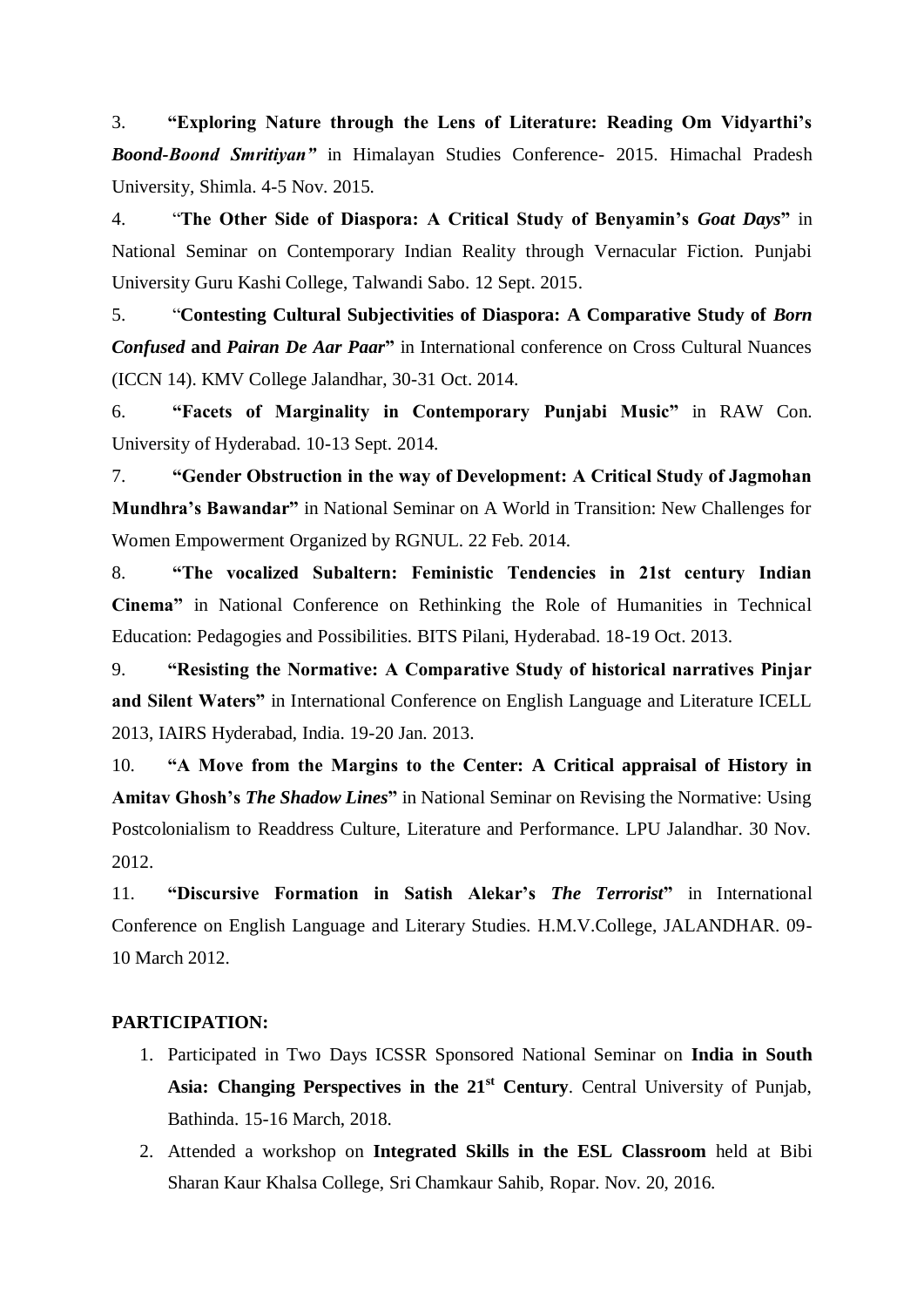3. **"Exploring Nature through the Lens of Literature: Reading Om Vidyarthi's *Boond-Boond Smritiyan*"** in Himalayan Studies Conference- 2015. Himachal Pradesh University, Shimla. 4-5 Nov. 2015.

4. "**The Other Side of Diaspora: A Critical Study of Benyamin's *Goat Days*"** in National Seminar on Contemporary Indian Reality through Vernacular Fiction. Punjabi University Guru Kashi College, Talwandi Sabo. 12 Sept. 2015.

5. "**Contesting Cultural Subjectivities of Diaspora: A Comparative Study of *Born Confused* and *Pairan De Aar Paar*"** in International conference on Cross Cultural Nuances (ICCN 14). KMV College Jalandhar, 30-31 Oct. 2014.

6. **"Facets of Marginality in Contemporary Punjabi Music"** in RAW Con. University of Hyderabad. 10-13 Sept. 2014.

7. **"Gender Obstruction in the way of Development: A Critical Study of Jagmohan Mundhra's Bawandar"** in National Seminar on A World in Transition: New Challenges for Women Empowerment Organized by RGNUL. 22 Feb. 2014.

8. **"The vocalized Subaltern: Feministic Tendencies in 21st century Indian Cinema"** in National Conference on Rethinking the Role of Humanities in Technical Education: Pedagogies and Possibilities. BITS Pilani, Hyderabad. 18-19 Oct. 2013.

9. **"Resisting the Normative: A Comparative Study of historical narratives Pinjar and Silent Waters"** in International Conference on English Language and Literature ICELL 2013, IAIRS Hyderabad, India. 19-20 Jan. 2013.

10. **"A Move from the Margins to the Center: A Critical appraisal of History in Amitav Ghosh's *The Shadow Lines*"** in National Seminar on Revising the Normative: Using Postcolonialism to Readdress Culture, Literature and Performance. LPU Jalandhar. 30 Nov. 2012.

11. **"Discursive Formation in Satish Alekar's *The Terrorist*"** in International Conference on English Language and Literary Studies. H.M.V.College, JALANDHAR. 09-10 March 2012.

**PARTICIPATION:**

1. Participated in Two Days ICSSR Sponsored National Seminar on **India in South Asia: Changing Perspectives in the 21st Century**. Central University of Punjab, Bathinda. 15-16 March, 2018.
2. Attended a workshop on **Integrated Skills in the ESL Classroom** held at Bibi Sharan Kaur Khalsa College, Sri Chamkaur Sahib, Ropar. Nov. 20, 2016.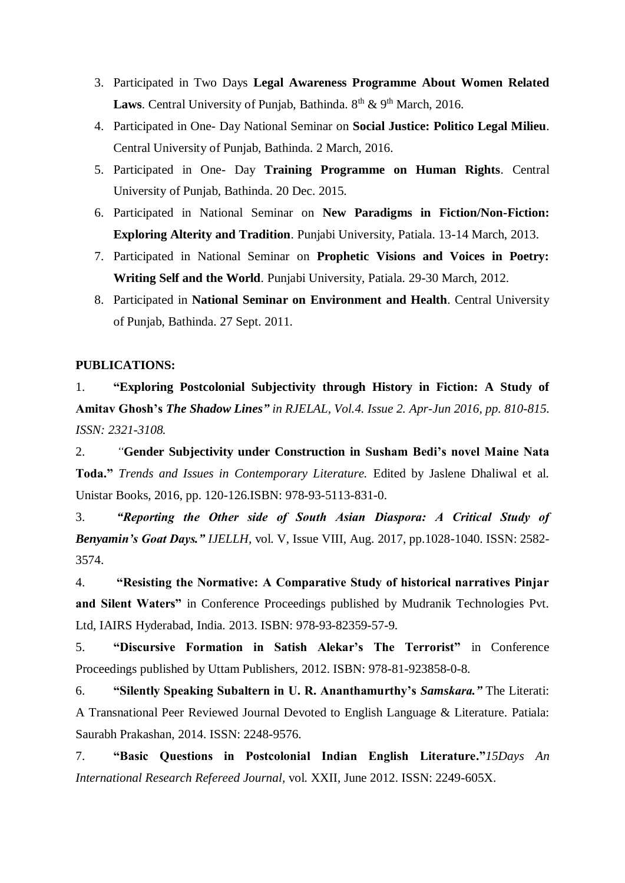3. Participated in Two Days **Legal Awareness Programme About Women Related Laws**. Central University of Punjab, Bathinda. 8th & 9th March, 2016.
4. Participated in One- Day National Seminar on **Social Justice: Politico Legal Milieu**. Central University of Punjab, Bathinda. 2 March, 2016.
5. Participated in One- Day **Training Programme on Human Rights**. Central University of Punjab, Bathinda. 20 Dec. 2015.
6. Participated in National Seminar on **New Paradigms in Fiction/Non-Fiction: Exploring Alterity and Tradition**. Punjabi University, Patiala. 13-14 March, 2013.
7. Participated in National Seminar on **Prophetic Visions and Voices in Poetry: Writing Self and the World**. Punjabi University, Patiala. 29-30 March, 2012.
8. Participated in **National Seminar on Environment and Health**. Central University of Punjab, Bathinda. 27 Sept. 2011.

**PUBLICATIONS:**

1. **"Exploring Postcolonial Subjectivity through History in Fiction: A Study of Amitav Ghosh's *The Shadow Lines*"** *in RJELAL, Vol.4. Issue 2. Apr-Jun 2016, pp. 810-815. ISSN: 2321-3108.*

2. *"***Gender Subjectivity under Construction in Susham Bedi's novel Maine Nata Toda."** *Trends and Issues in Contemporary Literature.* Edited by Jaslene Dhaliwal et al. Unistar Books, 2016, pp. 120-126.ISBN: 978-93-5113-831-0.

3. ***"Reporting the Other side of South Asian Diaspora: A Critical Study of Benyamin's Goat Days."*** *IJELLH,* vol. V, Issue VIII, Aug. 2017, pp.1028-1040. ISSN: 2582-3574.

4. **"Resisting the Normative: A Comparative Study of historical narratives Pinjar and Silent Waters"** in Conference Proceedings published by Mudranik Technologies Pvt. Ltd, IAIRS Hyderabad, India. 2013. ISBN: 978-93-82359-57-9.

5. **"Discursive Formation in Satish Alekar's The Terrorist"** in Conference Proceedings published by Uttam Publishers, 2012. ISBN: 978-81-923858-0-8.

6. **"Silently Speaking Subaltern in U. R. Ananthamurthy's *Samskara."*** The Literati: A Transnational Peer Reviewed Journal Devoted to English Language & Literature. Patiala: Saurabh Prakashan, 2014. ISSN: 2248-9576.

7. **"Basic Questions in Postcolonial Indian English Literature."***15Days An International Research Refereed Journal*, vol. XXII, June 2012. ISSN: 2249-605X.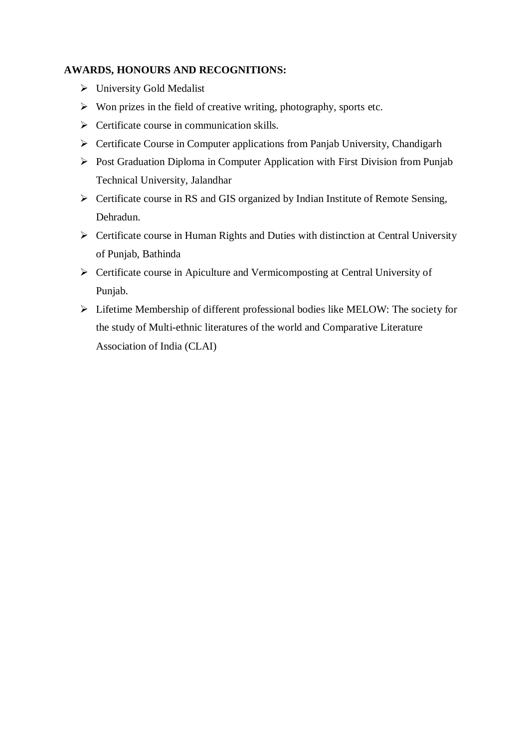**AWARDS, HONOURS AND RECOGNITIONS:**

- University Gold Medalist
- Won prizes in the field of creative writing, photography, sports etc.
- Certificate course in communication skills.
- Certificate Course in Computer applications from Panjab University, Chandigarh
- Post Graduation Diploma in Computer Application with First Division from Punjab Technical University, Jalandhar
- Certificate course in RS and GIS organized by Indian Institute of Remote Sensing, Dehradun.
- Certificate course in Human Rights and Duties with distinction at Central University of Punjab, Bathinda
- Certificate course in Apiculture and Vermicomposting at Central University of Punjab.
- Lifetime Membership of different professional bodies like MELOW: The society for the study of Multi-ethnic literatures of the world and Comparative Literature Association of India (CLAI)